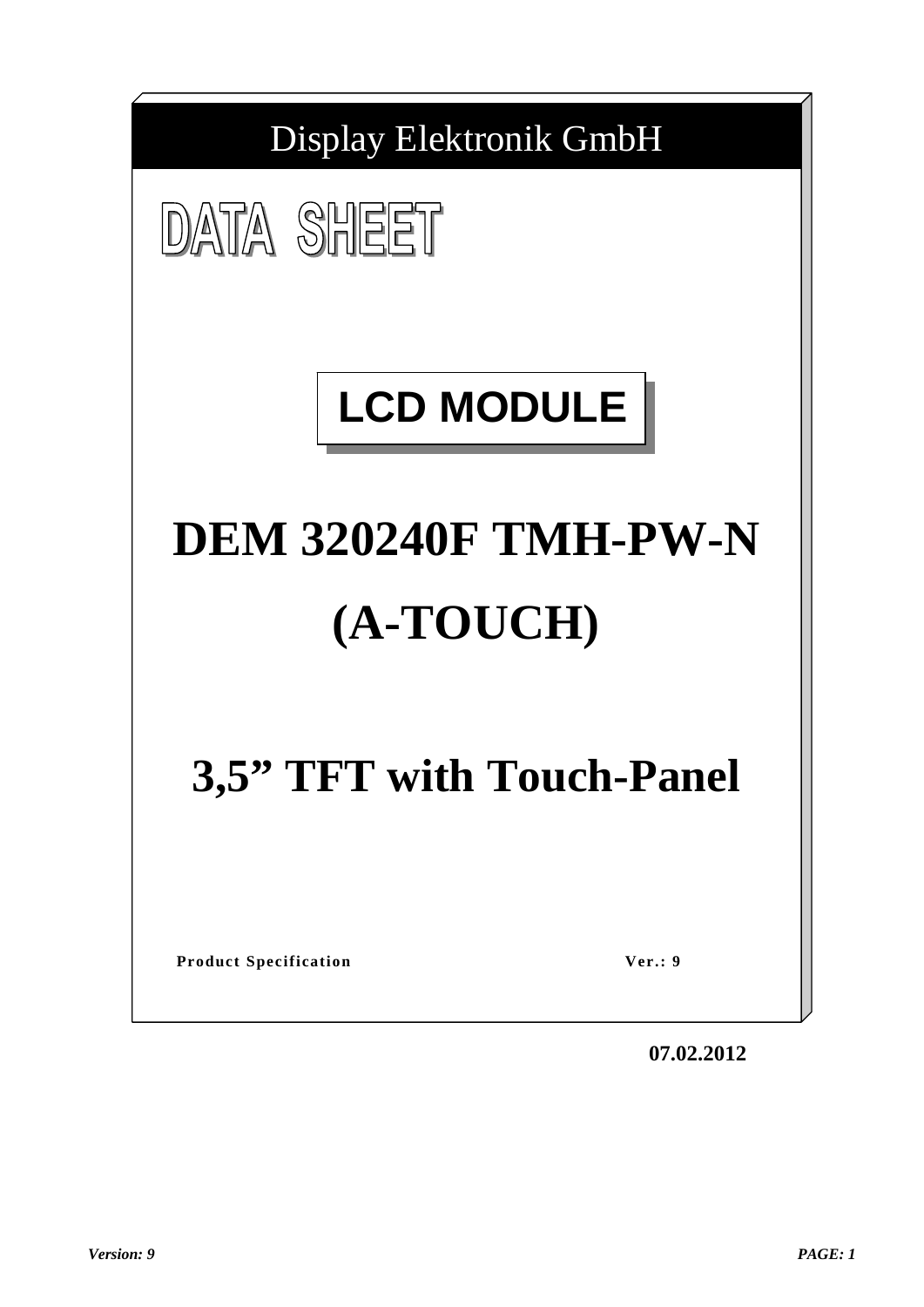Display Elektronik GmbH

# DATA SHEET

## LCD MODULE

# DEM 320240F TMH-PW-N

# (A-TOUCH)

# 3,5” TFT with Touch-Panel

**Product Specification** **Ver.: 9**

**07.02.2012**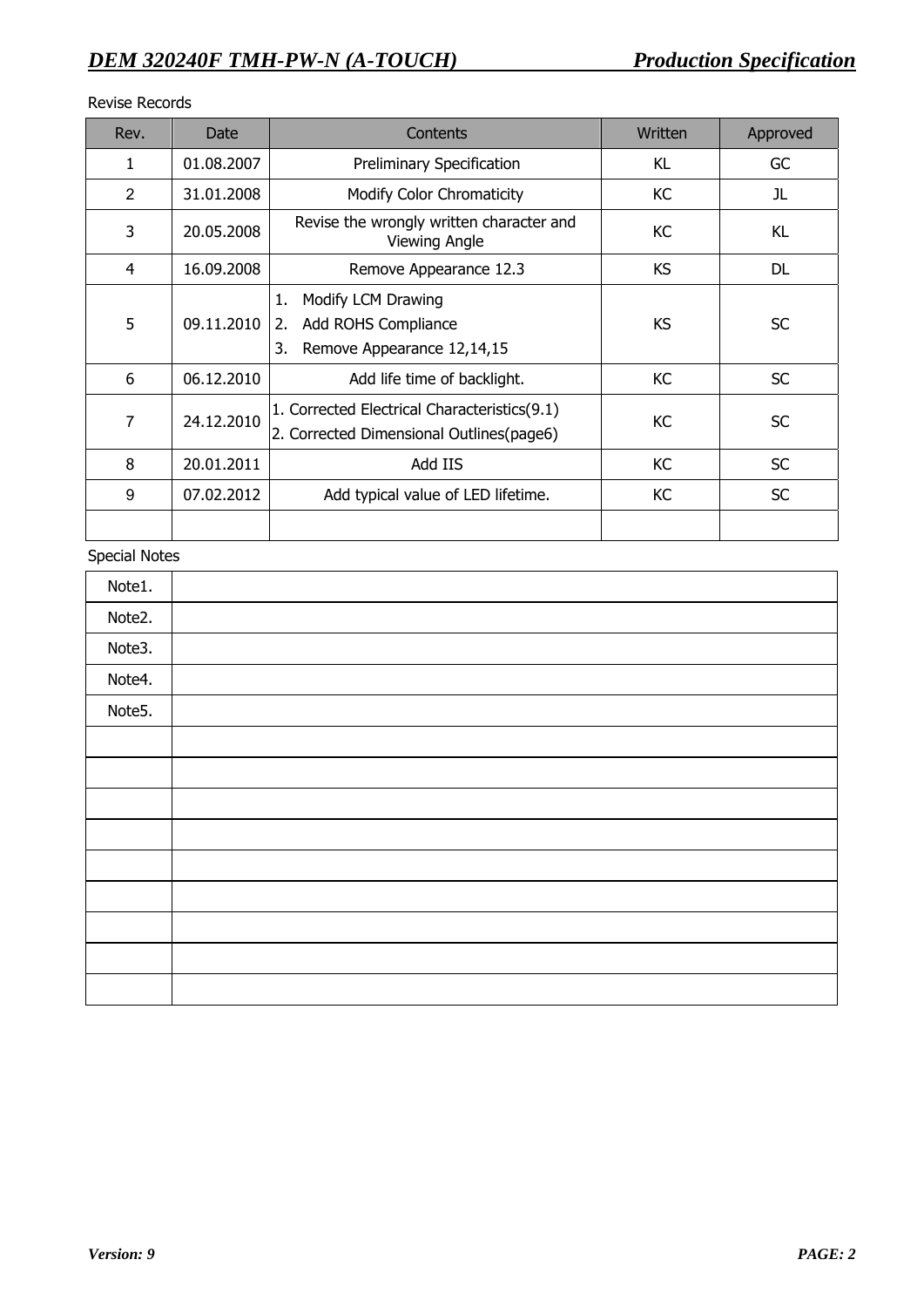Revise Records

| Rev. | Date | Contents | Written | Approved |
|---|---|---|---|---|
| 1 | 01.08.2007 | Preliminary Specification | KL | GC |
| 2 | 31.01.2008 | Modify Color Chromaticity | KC | JL |
| 3 | 20.05.2008 | Revise the wrongly written character and Viewing Angle | KC | KL |
| 4 | 16.09.2008 | Remove Appearance 12.3 | KS | DL |
| 5 | 09.11.2010 | 1. Modify LCM Drawing<br>2. Add ROHS Compliance<br>3. Remove Appearance 12,14,15 | KS | SC |
| 6 | 06.12.2010 | Add life time of backlight. | KC | SC |
| 7 | 24.12.2010 | 1. Corrected Electrical Characteristics(9.1)<br>2. Corrected Dimensional Outlines(page6) | KC | SC |
| 8 | 20.01.2011 | Add IIS | KC | SC |
| 9 | 07.02.2012 | Add typical value of LED lifetime. | KC | SC |
| | | | | |

Special Notes

| | |
|---|---|
| Note1. | |
| Note2. | |
| Note3. | |
| Note4. | |
| Note5. | |
| | |
| | |
| | |
| | |
| | |
| | |
| | |
| | |
| | |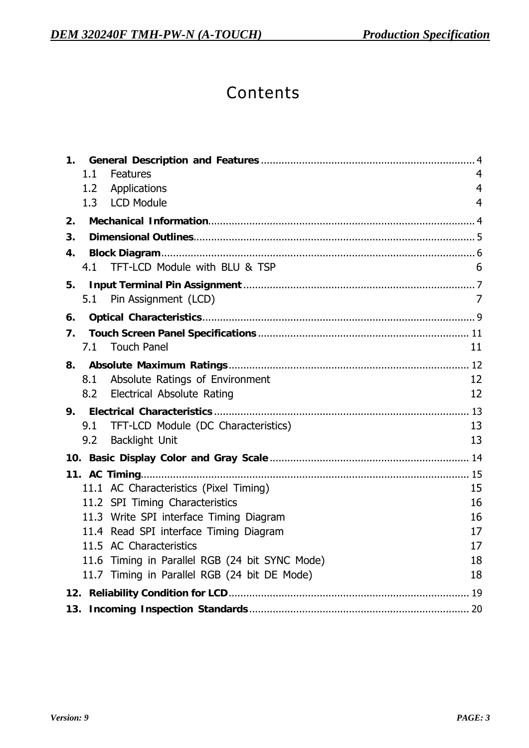# Contents

1. **General Description and Features** ........ 4
   - 1.1 Features 4
   - 1.2 Applications 4
   - 1.3 LCD Module 4
2. **Mechanical Information** ........ 4
3. **Dimensional Outlines** ........ 5
4. **Block Diagram** ........ 6
   - 4.1 TFT-LCD Module with BLU & TSP 6
5. **Input Terminal Pin Assignment** ........ 7
   - 5.1 Pin Assignment (LCD) 7
6. **Optical Characteristics** ........ 9
7. **Touch Screen Panel Specifications** ........ 11
   - 7.1 Touch Panel 11
8. **Absolute Maximum Ratings** ........ 12
   - 8.1 Absolute Ratings of Environment 12
   - 8.2 Electrical Absolute Rating 12
9. **Electrical Characteristics** ........ 13
   - 9.1 TFT-LCD Module (DC Characteristics) 13
   - 9.2 Backlight Unit 13
10. **Basic Display Color and Gray Scale** ........ 14
11. **AC Timing** ........ 15
    - 11.1 AC Characteristics (Pixel Timing) 15
    - 11.2 SPI Timing Characteristics 16
    - 11.3 Write SPI interface Timing Diagram 16
    - 11.4 Read SPI interface Timing Diagram 17
    - 11.5 AC Characteristics 17
    - 11.6 Timing in Parallel RGB (24 bit SYNC Mode) 18
    - 11.7 Timing in Parallel RGB (24 bit DE Mode) 18
12. **Reliability Condition for LCD** ........ 19
13. **Incoming Inspection Standards** ........ 20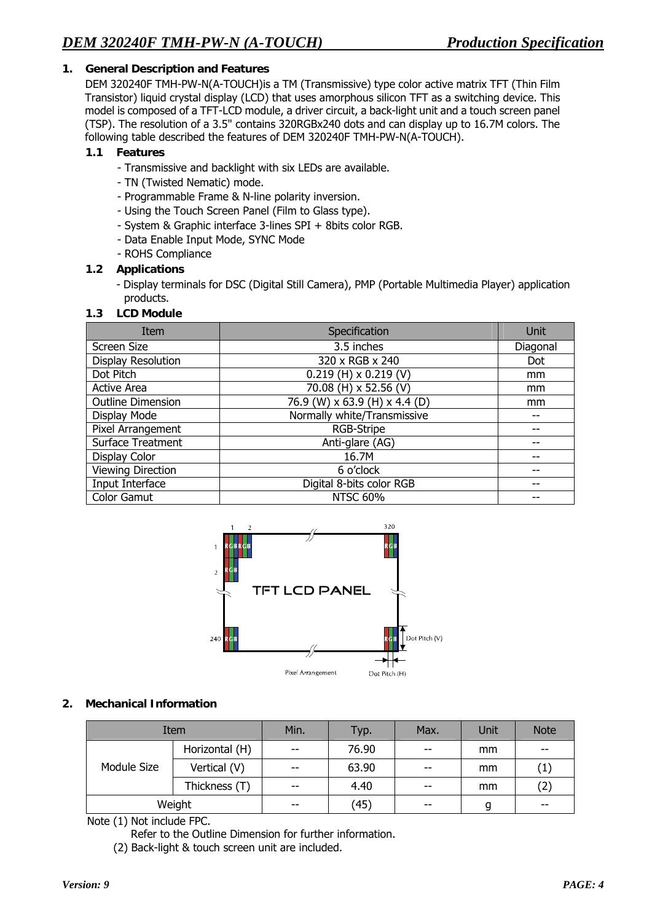## 1. General Description and Features

DEM 320240F TMH-PW-N(A-TOUCH)is a TM (Transmissive) type color active matrix TFT (Thin Film Transistor) liquid crystal display (LCD) that uses amorphous silicon TFT as a switching device. This model is composed of a TFT-LCD module, a driver circuit, a back-light unit and a touch screen panel (TSP). The resolution of a 3.5" contains 320RGBx240 dots and can display up to 16.7M colors. The following table described the features of DEM 320240F TMH-PW-N(A-TOUCH).

### 1.1 Features

- Transmissive and backlight with six LEDs are available.
- TN (Twisted Nematic) mode.
- Programmable Frame & N-line polarity inversion.
- Using the Touch Screen Panel (Film to Glass type).
- System & Graphic interface 3-lines SPI + 8bits color RGB.
- Data Enable Input Mode, SYNC Mode
- ROHS Compliance

### 1.2 Applications

- Display terminals for DSC (Digital Still Camera), PMP (Portable Multimedia Player) application products.

### 1.3 LCD Module

| Item | Specification | Unit |
|---|---|---|
| Screen Size | 3.5 inches | Diagonal |
| Display Resolution | 320 x RGB x 240 | Dot |
| Dot Pitch | 0.219 (H) x 0.219 (V) | mm |
| Active Area | 70.08 (H) x 52.56 (V) | mm |
| Outline Dimension | 76.9 (W) x 63.9 (H) x 4.4 (D) | mm |
| Display Mode | Normally white/Transmissive | -- |
| Pixel Arrangement | RGB-Stripe | -- |
| Surface Treatment | Anti-glare (AG) | -- |
| Display Color | 16.7M | -- |
| Viewing Direction | 6 o'clock | -- |
| Input Interface | Digital 8-bits color RGB | -- |
| Color Gamut | NTSC 60% | -- |

## 2. Mechanical Information

| Item | | Min. | Typ. | Max. | Unit | Note |
|---|---|---|---|---|---|---|
| Module Size | Horizontal (H) | -- | 76.90 | -- | mm | -- |
| | Vertical (V) | -- | 63.90 | -- | mm | (1) |
| | Thickness (T) | -- | 4.40 | -- | mm | (2) |
| Weight | | -- | (45) | -- | g | -- |

Note (1) Not include FPC.
Refer to the Outline Dimension for further information.
(2) Back-light & touch screen unit are included.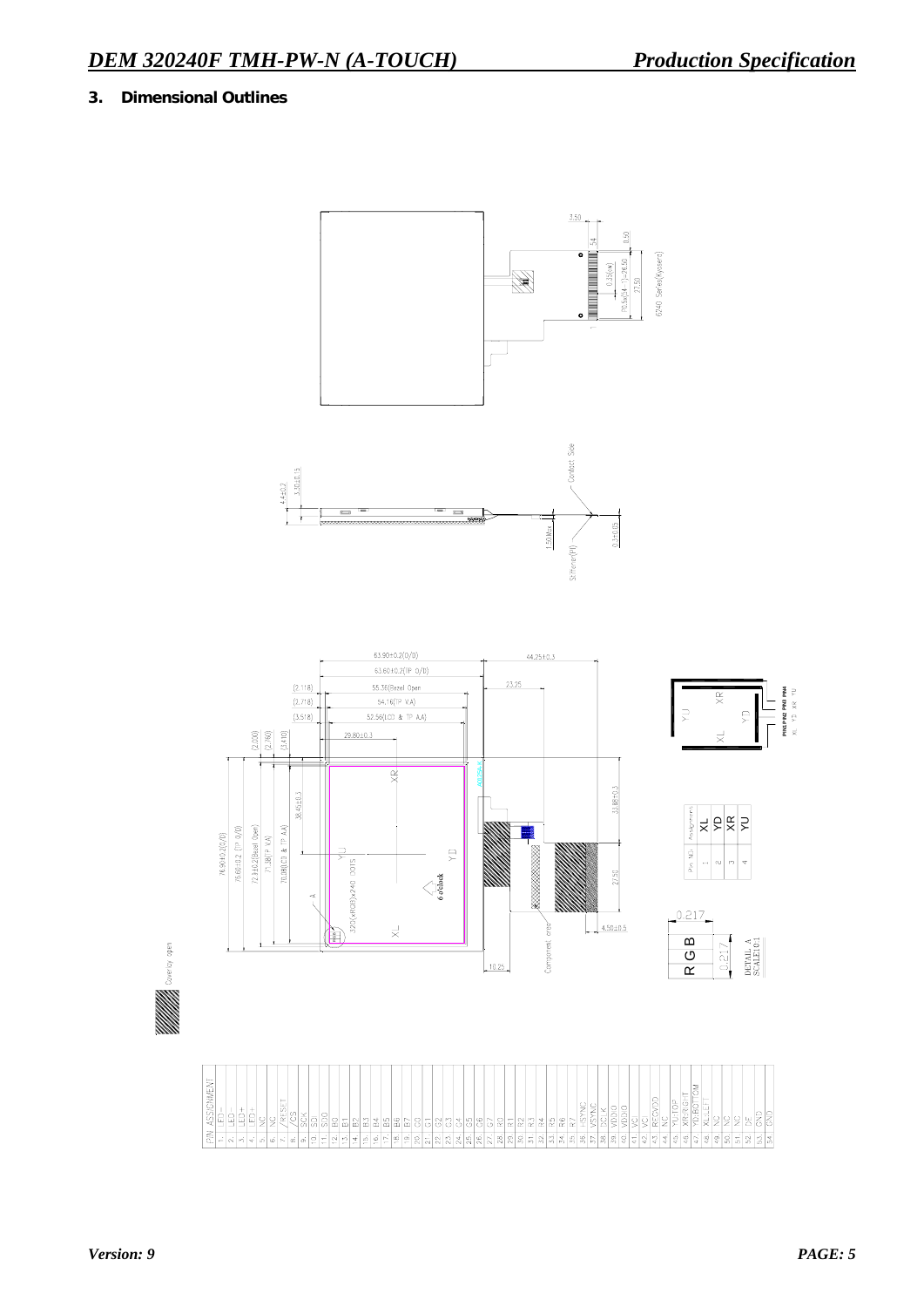## 3. Dimensional Outlines

| PIN | ASSIGNMENT |
|---|---|
| 1 | LED- |
| 2 | LED- |
| 3 | LED+ |
| 4 | LED+ |
| 5 | NC |
| 6 | NC |
| 7 | /RESET |
| 8 | /CS |
| 9 | SCK |
| 10 | SDI |
| 11 | SDO |
| 12 | B0 |
| 13 | B1 |
| 14 | B2 |
| 15 | B3 |
| 16 | B4 |
| 17 | B5 |
| 18 | B6 |
| 19 | B7 |
| 20 | G0 |
| 21 | G1 |
| 22 | G2 |
| 23 | G3 |
| 24 | G4 |
| 25 | G5 |
| 26 | G6 |
| 27 | G7 |
| 28 | R0 |
| 29 | R1 |
| 30 | R2 |
| 31 | R3 |
| 32 | R4 |
| 33 | R5 |
| 34 | R6 |
| 35 | R7 |
| 36 | HSYNC |
| 37 | VSYNC |
| 38 | DCLK |
| 39 | VDDIO |
| 40 | VDDIO |
| 41 | VCI |
| 42 | VCI |
| 43 | REGVDD |
| 44 | NC |
| 45 | YU-TOP |
| 46 | XR-RIGHT |
| 47 | YD-BOTTOM |
| 48 | XL-LEFT |
| 49 | NC |
| 50 | NC |
| 51 | NC |
| 52 | DE |
| 53 | GND |
| 54 | GND |

| Pin NO. | Assignment |
|---|---|
| 1 | XL |
| 2 | YD |
| 3 | XR |
| 4 | YU |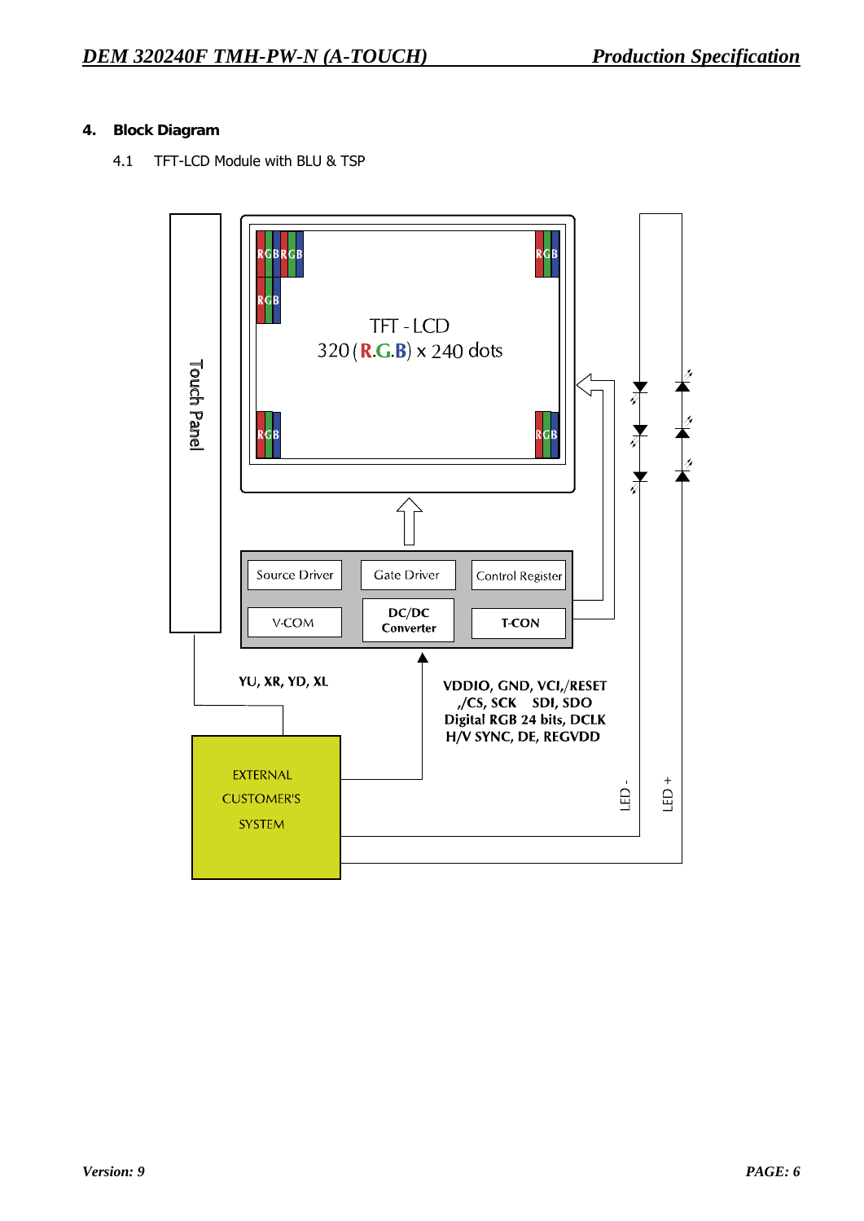## 4. Block Diagram

### 4.1 TFT-LCD Module with BLU & TSP

Touch Panel

TFT - LCD
320 (R.G.B) x 240 dots

Source Driver | Gate Driver | Control Register
V-COM | DC/DC Converter | T-CON

YU, XR, YD, XL

VDDIO, GND, VCI,/RESET
,/CS, SCK SDI, SDO
Digital RGB 24 bits, DCLK
H/V SYNC, DE, REGVDD

EXTERNAL CUSTOMER'S SYSTEM

LED -
LED +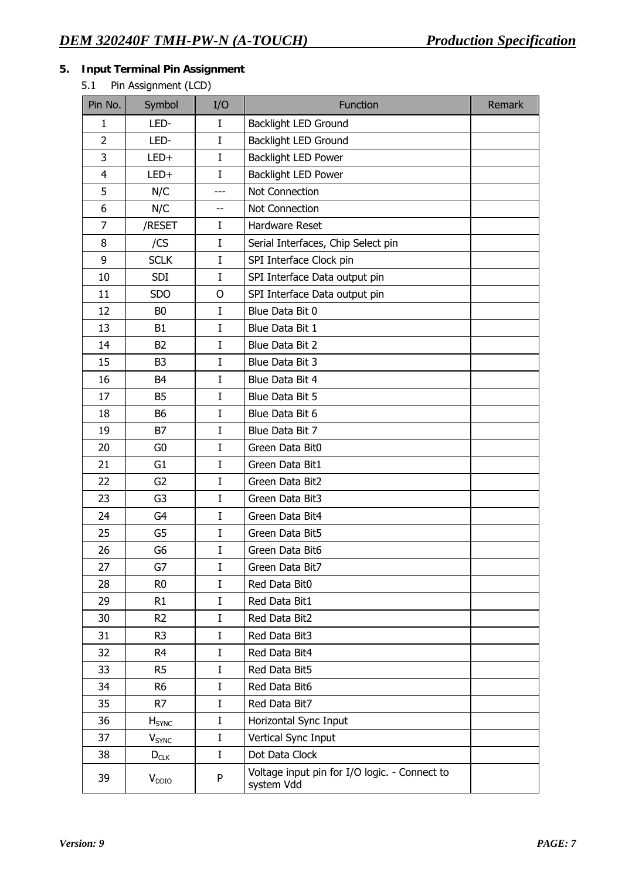## 5. Input Terminal Pin Assignment

5.1 Pin Assignment (LCD)

| Pin No. | Symbol | I/O | Function | Remark |
|---|---|---|---|---|
| 1 | LED- | I | Backlight LED Ground | |
| 2 | LED- | I | Backlight LED Ground | |
| 3 | LED+ | I | Backlight LED Power | |
| 4 | LED+ | I | Backlight LED Power | |
| 5 | N/C | --- | Not Connection | |
| 6 | N/C | -- | Not Connection | |
| 7 | /RESET | I | Hardware Reset | |
| 8 | /CS | I | Serial Interfaces, Chip Select pin | |
| 9 | SCLK | I | SPI Interface Clock pin | |
| 10 | SDI | I | SPI Interface Data output pin | |
| 11 | SDO | O | SPI Interface Data output pin | |
| 12 | B0 | I | Blue Data Bit 0 | |
| 13 | B1 | I | Blue Data Bit 1 | |
| 14 | B2 | I | Blue Data Bit 2 | |
| 15 | B3 | I | Blue Data Bit 3 | |
| 16 | B4 | I | Blue Data Bit 4 | |
| 17 | B5 | I | Blue Data Bit 5 | |
| 18 | B6 | I | Blue Data Bit 6 | |
| 19 | B7 | I | Blue Data Bit 7 | |
| 20 | G0 | I | Green Data Bit0 | |
| 21 | G1 | I | Green Data Bit1 | |
| 22 | G2 | I | Green Data Bit2 | |
| 23 | G3 | I | Green Data Bit3 | |
| 24 | G4 | I | Green Data Bit4 | |
| 25 | G5 | I | Green Data Bit5 | |
| 26 | G6 | I | Green Data Bit6 | |
| 27 | G7 | I | Green Data Bit7 | |
| 28 | R0 | I | Red Data Bit0 | |
| 29 | R1 | I | Red Data Bit1 | |
| 30 | R2 | I | Red Data Bit2 | |
| 31 | R3 | I | Red Data Bit3 | |
| 32 | R4 | I | Red Data Bit4 | |
| 33 | R5 | I | Red Data Bit5 | |
| 34 | R6 | I | Red Data Bit6 | |
| 35 | R7 | I | Red Data Bit7 | |
| 36 | $H_{SYNC}$ | I | Horizontal Sync Input | |
| 37 | $V_{SYNC}$ | I | Vertical Sync Input | |
| 38 | $D_{CLK}$ | I | Dot Data Clock | |
| 39 | $V_{DDIO}$ | P | Voltage input pin for I/O logic. - Connect to system Vdd | |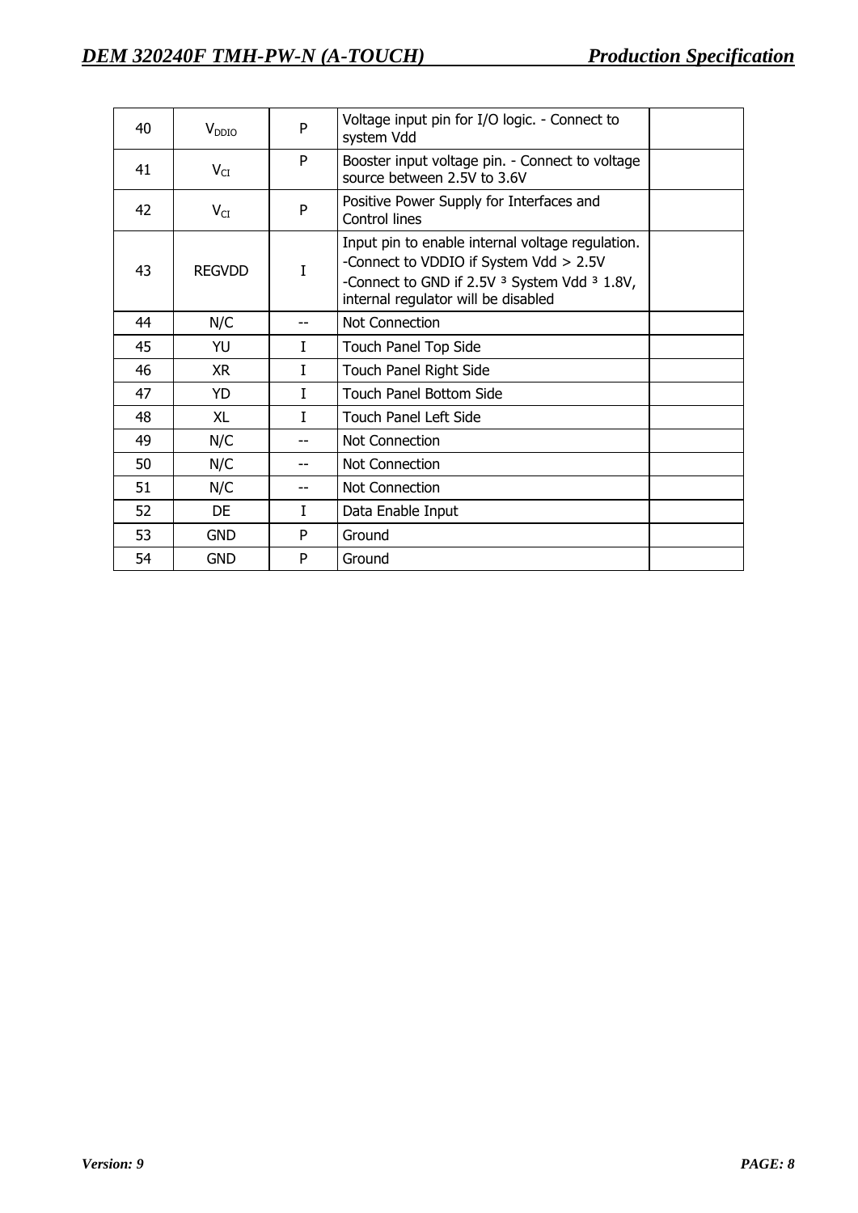| 40 | $V_{DDIO}$ | P | Voltage input pin for I/O logic. - Connect to system Vdd | |
|---|---|---|---|---|
| 41 | $V_{CI}$ | P | Booster input voltage pin. - Connect to voltage source between 2.5V to 3.6V | |
| 42 | $V_{CI}$ | P | Positive Power Supply for Interfaces and Control lines | |
| 43 | REGVDD | I | Input pin to enable internal voltage regulation.<br>-Connect to VDDIO if System Vdd > 2.5V<br>-Connect to GND if 2.5V ³ System Vdd ³ 1.8V, internal regulator will be disabled | |
| 44 | N/C | -- | Not Connection | |
| 45 | YU | I | Touch Panel Top Side | |
| 46 | XR | I | Touch Panel Right Side | |
| 47 | YD | I | Touch Panel Bottom Side | |
| 48 | XL | I | Touch Panel Left Side | |
| 49 | N/C | -- | Not Connection | |
| 50 | N/C | -- | Not Connection | |
| 51 | N/C | -- | Not Connection | |
| 52 | DE | I | Data Enable Input | |
| 53 | GND | P | Ground | |
| 54 | GND | P | Ground | |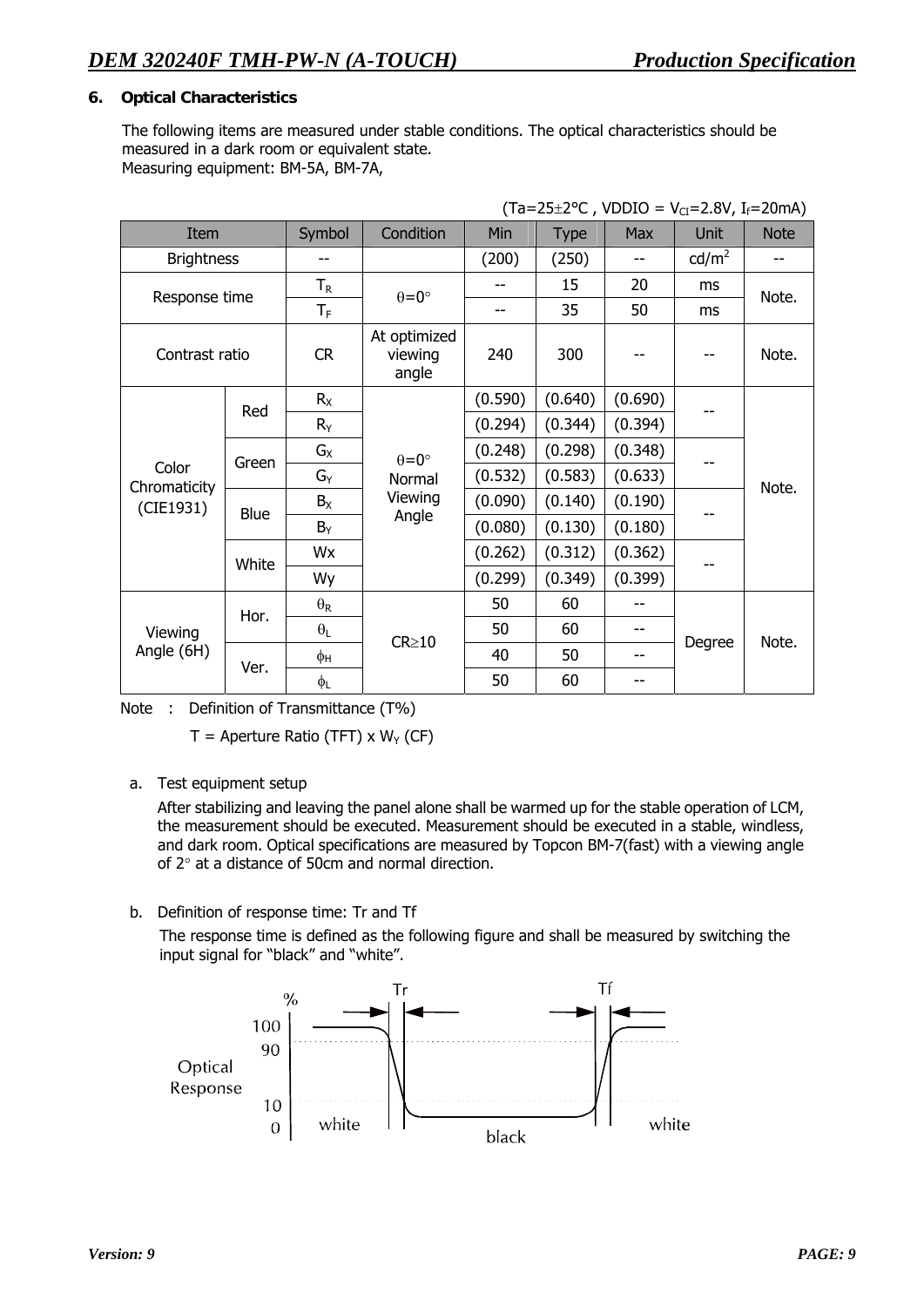## 6. Optical Characteristics

The following items are measured under stable conditions. The optical characteristics should be measured in a dark room or equivalent state.
Measuring equipment: BM-5A, BM-7A,

(Ta=25±2°C , VDDIO = $V_{CI}$=2.8V, $I_f$=20mA)

| Item | | Symbol | Condition | Min | Type | Max | Unit | Note |
|---|---|---|---|---|---|---|---|---|
| Brightness | | -- | | (200) | (250) | -- | cd/m² | -- |
| Response time | | $T_R$ | θ=0° | -- | 15 | 20 | ms | Note. |
| | | $T_F$ | | -- | 35 | 50 | ms | |
| Contrast ratio | | CR | At optimized viewing angle | 240 | 300 | -- | -- | Note. |
| Color Chromaticity (CIE1931) | Red | $R_X$ | θ=0° Normal Viewing Angle | (0.590) | (0.640) | (0.690) | -- | Note. |
| | | $R_Y$ | | (0.294) | (0.344) | (0.394) | | |
| | Green | $G_X$ | | (0.248) | (0.298) | (0.348) | -- | |
| | | $G_Y$ | | (0.532) | (0.583) | (0.633) | | |
| | Blue | $B_X$ | | (0.090) | (0.140) | (0.190) | -- | |
| | | $B_Y$ | | (0.080) | (0.130) | (0.180) | | |
| | White | Wx | | (0.262) | (0.312) | (0.362) | -- | |
| | | Wy | | (0.299) | (0.349) | (0.399) | | |
| Viewing Angle (6H) | Hor. | $\theta_R$ | CR≥10 | 50 | 60 | -- | Degree | Note. |
| | | $\theta_L$ | | 50 | 60 | -- | | |
| | Ver. | $\phi_H$ | | 40 | 50 | -- | | |
| | | $\phi_L$ | | 50 | 60 | -- | | |

Note : Definition of Transmittance (T%)

T = Aperture Ratio (TFT) x $W_Y$ (CF)

a. Test equipment setup

After stabilizing and leaving the panel alone shall be warmed up for the stable operation of LCM, the measurement should be executed. Measurement should be executed in a stable, windless, and dark room. Optical specifications are measured by Topcon BM-7(fast) with a viewing angle of 2° at a distance of 50cm and normal direction.

b. Definition of response time: Tr and Tf

The response time is defined as the following figure and shall be measured by switching the input signal for "black" and "white".

Optical Response (%) — 100, 90, 10, 0 — Tr, Tf — white, black, white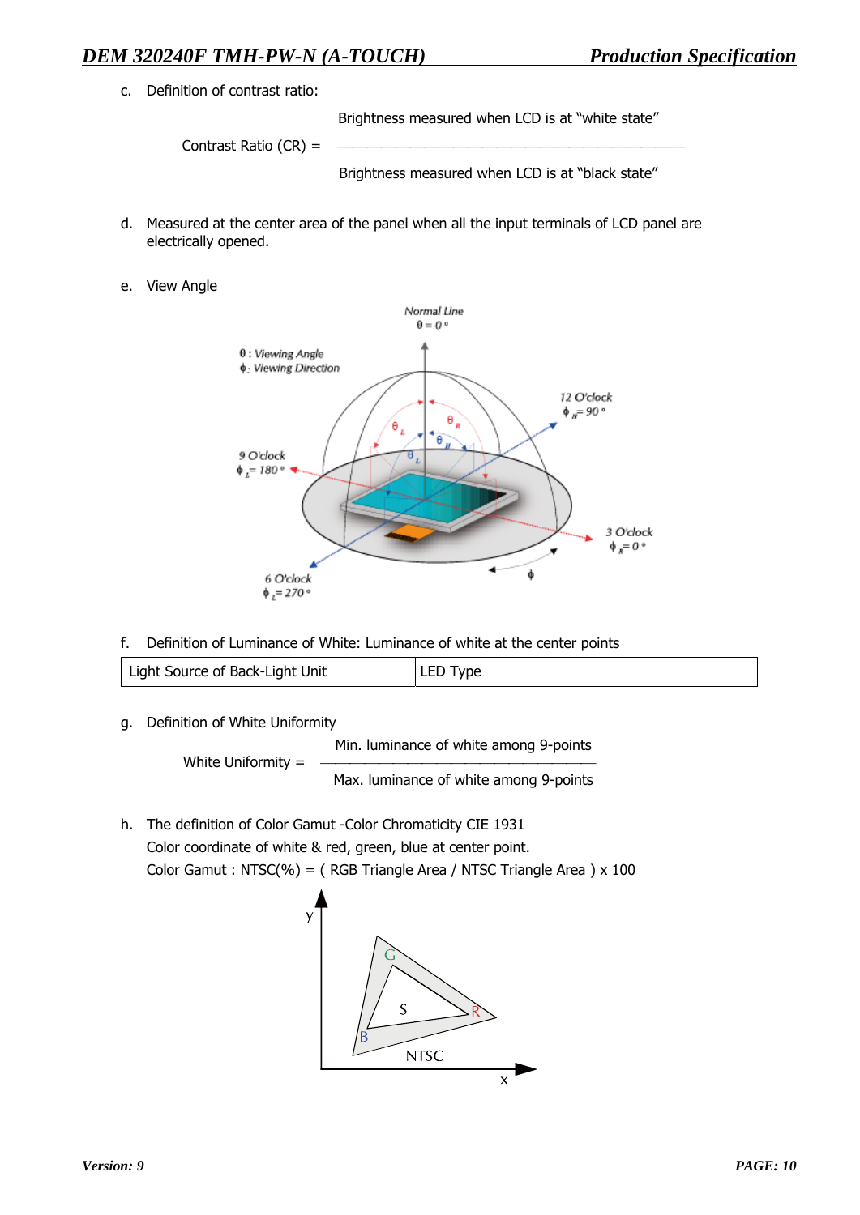c. Definition of contrast ratio:

$$\text{Contrast Ratio (CR)} = \frac{\text{Brightness measured when LCD is at "white state"}}{\text{Brightness measured when LCD is at "black state"}}$$

d. Measured at the center area of the panel when all the input terminals of LCD panel are electrically opened.

e. View Angle

f. Definition of Luminance of White: Luminance of white at the center points

| Light Source of Back-Light Unit | LED Type |
|---|---|

g. Definition of White Uniformity

$$\text{White Uniformity} = \frac{\text{Min. luminance of white among 9-points}}{\text{Max. luminance of white among 9-points}}$$

h. The definition of Color Gamut -Color Chromaticity CIE 1931

Color coordinate of white & red, green, blue at center point.

Color Gamut : NTSC(%) = ( RGB Triangle Area / NTSC Triangle Area ) x 100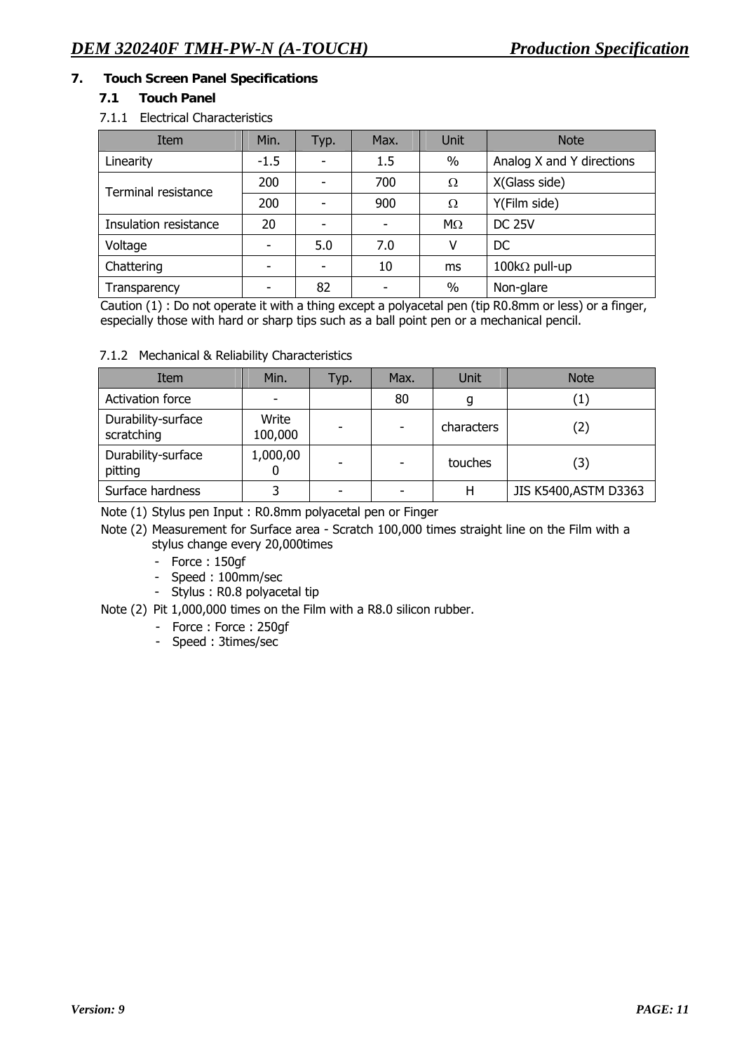## 7. Touch Screen Panel Specifications

### 7.1 Touch Panel

#### 7.1.1 Electrical Characteristics

| Item | Min. | Typ. | Max. | Unit | Note |
|---|---|---|---|---|---|
| Linearity | -1.5 | - | 1.5 | % | Analog X and Y directions |
| Terminal resistance | 200 | - | 700 | Ω | X(Glass side) |
| | 200 | - | 900 | Ω | Y(Film side) |
| Insulation resistance | 20 | - | - | MΩ | DC 25V |
| Voltage | - | 5.0 | 7.0 | V | DC |
| Chattering | - | - | 10 | ms | 100kΩ pull-up |
| Transparency | - | 82 | - | % | Non-glare |

Caution (1) : Do not operate it with a thing except a polyacetal pen (tip R0.8mm or less) or a finger, especially those with hard or sharp tips such as a ball point pen or a mechanical pencil.

#### 7.1.2 Mechanical & Reliability Characteristics

| Item | Min. | Typ. | Max. | Unit | Note |
|---|---|---|---|---|---|
| Activation force | - | | 80 | g | (1) |
| Durability-surface scratching | Write 100,000 | - | - | characters | (2) |
| Durability-surface pitting | 1,000,000 | - | - | touches | (3) |
| Surface hardness | 3 | - | - | H | JIS K5400,ASTM D3363 |

Note (1) Stylus pen Input : R0.8mm polyacetal pen or Finger

Note (2) Measurement for Surface area - Scratch 100,000 times straight line on the Film with a stylus change every 20,000times

- Force : 150gf
- Speed : 100mm/sec
- Stylus : R0.8 polyacetal tip

Note (2) Pit 1,000,000 times on the Film with a R8.0 silicon rubber.

- Force : Force : 250gf
- Speed : 3times/sec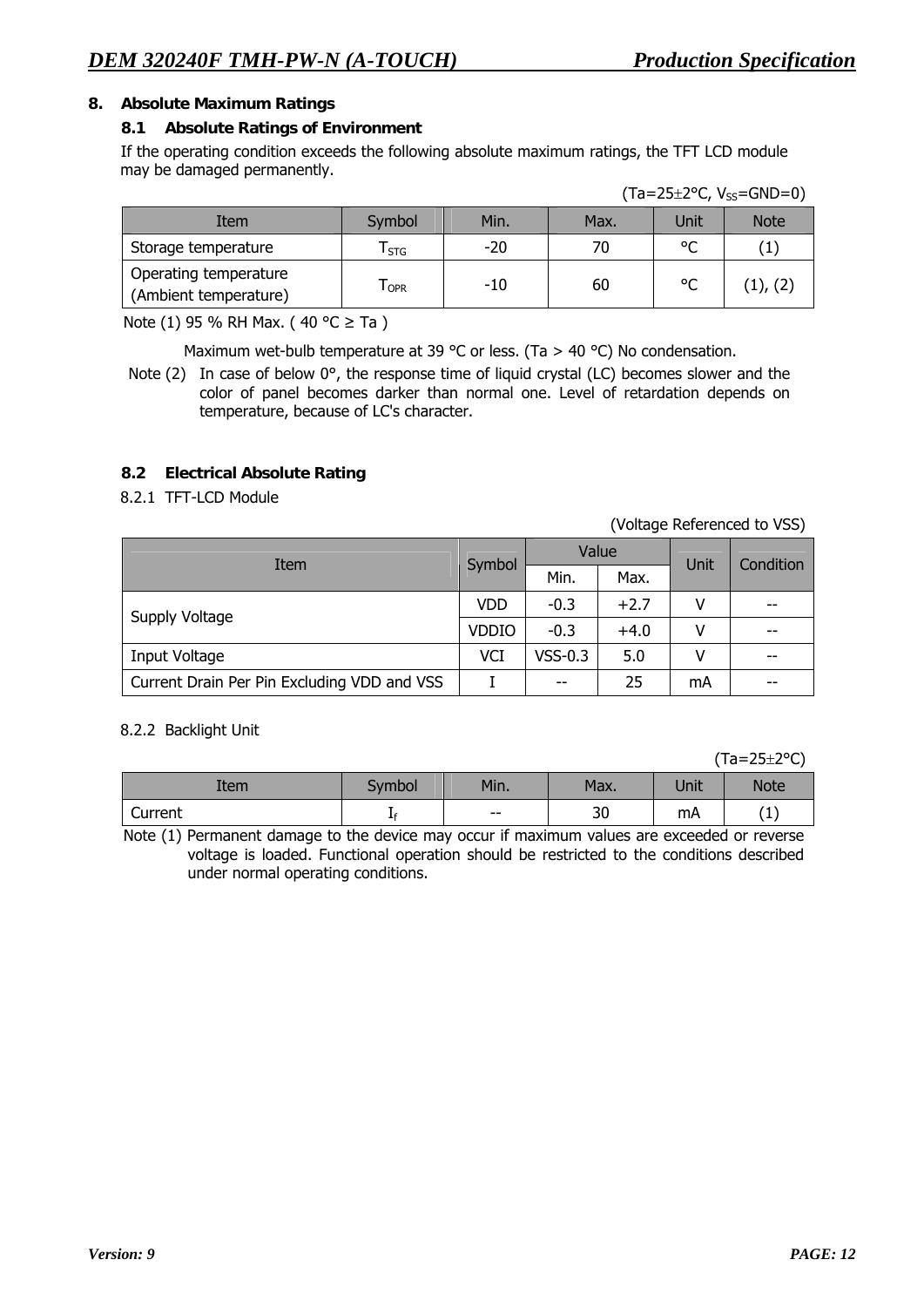## 8. Absolute Maximum Ratings

### 8.1 Absolute Ratings of Environment

If the operating condition exceeds the following absolute maximum ratings, the TFT LCD module may be damaged permanently.

(Ta=25±2°C, $V_{SS}$=GND=0)

| Item | Symbol | Min. | Max. | Unit | Note |
|---|---|---|---|---|---|
| Storage temperature | $T_{STG}$ | -20 | 70 | °C | (1) |
| Operating temperature (Ambient temperature) | $T_{OPR}$ | -10 | 60 | °C | (1), (2) |

Note (1) 95 % RH Max. ( 40 °C ≥ Ta )

Maximum wet-bulb temperature at 39 °C or less. (Ta > 40 °C) No condensation.

Note (2) In case of below 0°, the response time of liquid crystal (LC) becomes slower and the color of panel becomes darker than normal one. Level of retardation depends on temperature, because of LC's character.

### 8.2 Electrical Absolute Rating

8.2.1 TFT-LCD Module

(Voltage Referenced to VSS)

| Item | Symbol | Value | | Unit | Condition |
|---|---|---|---|---|---|
| | | Min. | Max. | | |
| Supply Voltage | VDD | -0.3 | +2.7 | V | -- |
| | VDDIO | -0.3 | +4.0 | V | -- |
| Input Voltage | VCI | VSS-0.3 | 5.0 | V | -- |
| Current Drain Per Pin Excluding VDD and VSS | I | -- | 25 | mA | -- |

8.2.2 Backlight Unit

(Ta=25±2°C)

| Item | Symbol | Min. | Max. | Unit | Note |
|---|---|---|---|---|---|
| Current | $I_f$ | -- | 30 | mA | (1) |

Note (1) Permanent damage to the device may occur if maximum values are exceeded or reverse voltage is loaded. Functional operation should be restricted to the conditions described under normal operating conditions.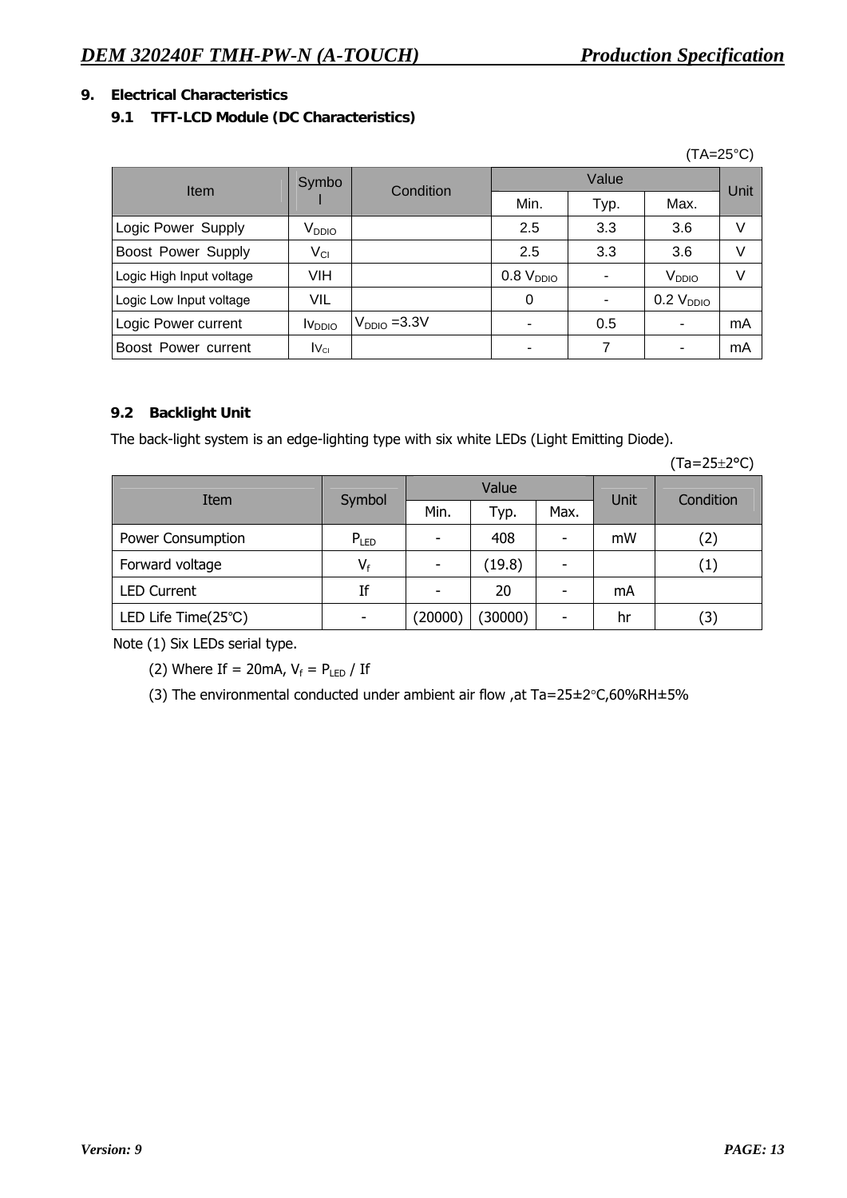## 9. Electrical Characteristics

### 9.1 TFT-LCD Module (DC Characteristics)

(TA=25°C)

| Item | Symbol | Condition | Value | | | Unit |
|---|---|---|---|---|---|---|
| | | | Min. | Typ. | Max. | |
| Logic Power Supply | $V_{DDIO}$ | | 2.5 | 3.3 | 3.6 | V |
| Boost Power Supply | $V_{CI}$ | | 2.5 | 3.3 | 3.6 | V |
| Logic High Input voltage | VIH | | 0.8 $V_{DDIO}$ | - | $V_{DDIO}$ | V |
| Logic Low Input voltage | VIL | | 0 | - | 0.2 $V_{DDIO}$ | |
| Logic Power current | $IV_{DDIO}$ | $V_{DDIO}$ =3.3V | - | 0.5 | - | mA |
| Boost Power current | $IV_{CI}$ | | - | 7 | - | mA |

### 9.2 Backlight Unit

The back-light system is an edge-lighting type with six white LEDs (Light Emitting Diode).

(Ta=25±2°C)

| Item | Symbol | Value | | | Unit | Condition |
|---|---|---|---|---|---|---|
| | | Min. | Typ. | Max. | | |
| Power Consumption | $P_{LED}$ | - | 408 | - | mW | (2) |
| Forward voltage | $V_f$ | - | (19.8) | - | | (1) |
| LED Current | If | - | 20 | - | mA | |
| LED Life Time(25°C) | - | (20000) | (30000) | - | hr | (3) |

Note (1) Six LEDs serial type.

(2) Where If = 20mA, $V_f = P_{LED}$ / If

(3) The environmental conducted under ambient air flow ,at Ta=25±2°C,60%RH±5%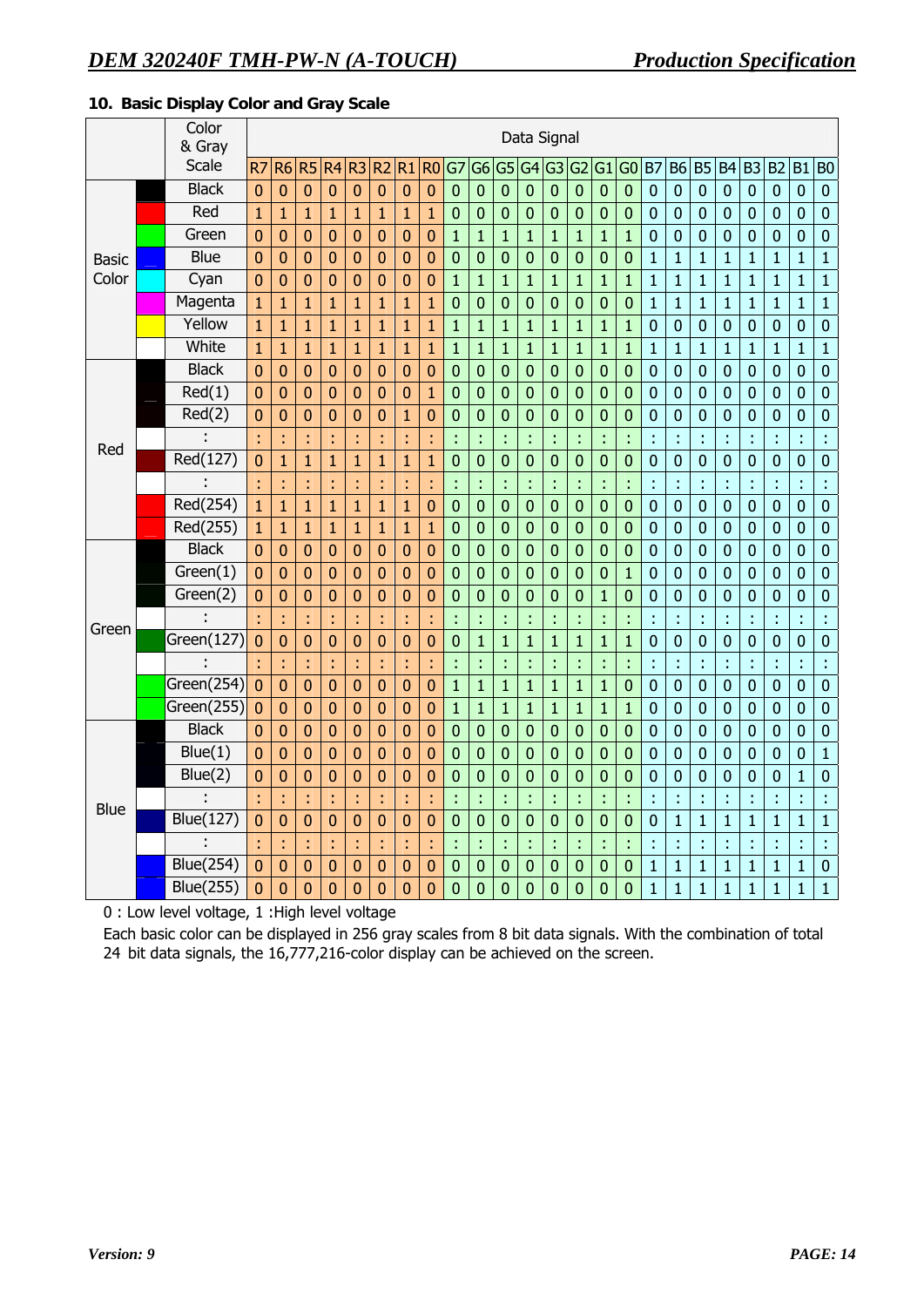## 10. Basic Display Color and Gray Scale

| | Color & Gray Scale | R7 | R6 | R5 | R4 | R3 | R2 | R1 | R0 | G7 | G6 | G5 | G4 | G3 | G2 | G1 | G0 | B7 | B6 | B5 | B4 | B3 | B2 | B1 | B0 |
|---|---|---|---|---|---|---|---|---|---|---|---|---|---|---|---|---|---|---|---|---|---|---|---|---|---|
| Basic Color | Black | 0 | 0 | 0 | 0 | 0 | 0 | 0 | 0 | 0 | 0 | 0 | 0 | 0 | 0 | 0 | 0 | 0 | 0 | 0 | 0 | 0 | 0 | 0 | 0 |
| | Red | 1 | 1 | 1 | 1 | 1 | 1 | 1 | 1 | 0 | 0 | 0 | 0 | 0 | 0 | 0 | 0 | 0 | 0 | 0 | 0 | 0 | 0 | 0 | 0 |
| | Green | 0 | 0 | 0 | 0 | 0 | 0 | 0 | 0 | 1 | 1 | 1 | 1 | 1 | 1 | 1 | 1 | 0 | 0 | 0 | 0 | 0 | 0 | 0 | 0 |
| | Blue | 0 | 0 | 0 | 0 | 0 | 0 | 0 | 0 | 0 | 0 | 0 | 0 | 0 | 0 | 0 | 0 | 1 | 1 | 1 | 1 | 1 | 1 | 1 | 1 |
| | Cyan | 0 | 0 | 0 | 0 | 0 | 0 | 0 | 0 | 1 | 1 | 1 | 1 | 1 | 1 | 1 | 1 | 1 | 1 | 1 | 1 | 1 | 1 | 1 | 1 |
| | Magenta | 1 | 1 | 1 | 1 | 1 | 1 | 1 | 1 | 0 | 0 | 0 | 0 | 0 | 0 | 0 | 0 | 1 | 1 | 1 | 1 | 1 | 1 | 1 | 1 |
| | Yellow | 1 | 1 | 1 | 1 | 1 | 1 | 1 | 1 | 1 | 1 | 1 | 1 | 1 | 1 | 1 | 1 | 0 | 0 | 0 | 0 | 0 | 0 | 0 | 0 |
| | White | 1 | 1 | 1 | 1 | 1 | 1 | 1 | 1 | 1 | 1 | 1 | 1 | 1 | 1 | 1 | 1 | 1 | 1 | 1 | 1 | 1 | 1 | 1 | 1 |
| Red | Black | 0 | 0 | 0 | 0 | 0 | 0 | 0 | 0 | 0 | 0 | 0 | 0 | 0 | 0 | 0 | 0 | 0 | 0 | 0 | 0 | 0 | 0 | 0 | 0 |
| | Red(1) | 0 | 0 | 0 | 0 | 0 | 0 | 0 | 1 | 0 | 0 | 0 | 0 | 0 | 0 | 0 | 0 | 0 | 0 | 0 | 0 | 0 | 0 | 0 | 0 |
| | Red(2) | 0 | 0 | 0 | 0 | 0 | 0 | 1 | 0 | 0 | 0 | 0 | 0 | 0 | 0 | 0 | 0 | 0 | 0 | 0 | 0 | 0 | 0 | 0 | 0 |
| | : | : | : | : | : | : | : | : | : | : | : | : | : | : | : | : | : | : | : | : | : | : | : | : | : |
| | Red(127) | 0 | 1 | 1 | 1 | 1 | 1 | 1 | 1 | 0 | 0 | 0 | 0 | 0 | 0 | 0 | 0 | 0 | 0 | 0 | 0 | 0 | 0 | 0 | 0 |
| | : | : | : | : | : | : | : | : | : | : | : | : | : | : | : | : | : | : | : | : | : | : | : | : | : |
| | Red(254) | 1 | 1 | 1 | 1 | 1 | 1 | 1 | 0 | 0 | 0 | 0 | 0 | 0 | 0 | 0 | 0 | 0 | 0 | 0 | 0 | 0 | 0 | 0 | 0 |
| | Red(255) | 1 | 1 | 1 | 1 | 1 | 1 | 1 | 1 | 0 | 0 | 0 | 0 | 0 | 0 | 0 | 0 | 0 | 0 | 0 | 0 | 0 | 0 | 0 | 0 |
| Green | Black | 0 | 0 | 0 | 0 | 0 | 0 | 0 | 0 | 0 | 0 | 0 | 0 | 0 | 0 | 0 | 0 | 0 | 0 | 0 | 0 | 0 | 0 | 0 | 0 |
| | Green(1) | 0 | 0 | 0 | 0 | 0 | 0 | 0 | 0 | 0 | 0 | 0 | 0 | 0 | 0 | 0 | 1 | 0 | 0 | 0 | 0 | 0 | 0 | 0 | 0 |
| | Green(2) | 0 | 0 | 0 | 0 | 0 | 0 | 0 | 0 | 0 | 0 | 0 | 0 | 0 | 0 | 1 | 0 | 0 | 0 | 0 | 0 | 0 | 0 | 0 | 0 |
| | : | : | : | : | : | : | : | : | : | : | : | : | : | : | : | : | : | : | : | : | : | : | : | : | : |
| | Green(127) | 0 | 0 | 0 | 0 | 0 | 0 | 0 | 0 | 0 | 1 | 1 | 1 | 1 | 1 | 1 | 1 | 0 | 0 | 0 | 0 | 0 | 0 | 0 | 0 |
| | : | : | : | : | : | : | : | : | : | : | : | : | : | : | : | : | : | : | : | : | : | : | : | : | : |
| | Green(254) | 0 | 0 | 0 | 0 | 0 | 0 | 0 | 0 | 1 | 1 | 1 | 1 | 1 | 1 | 1 | 0 | 0 | 0 | 0 | 0 | 0 | 0 | 0 | 0 |
| | Green(255) | 0 | 0 | 0 | 0 | 0 | 0 | 0 | 0 | 1 | 1 | 1 | 1 | 1 | 1 | 1 | 1 | 0 | 0 | 0 | 0 | 0 | 0 | 0 | 0 |
| Blue | Black | 0 | 0 | 0 | 0 | 0 | 0 | 0 | 0 | 0 | 0 | 0 | 0 | 0 | 0 | 0 | 0 | 0 | 0 | 0 | 0 | 0 | 0 | 0 | 0 |
| | Blue(1) | 0 | 0 | 0 | 0 | 0 | 0 | 0 | 0 | 0 | 0 | 0 | 0 | 0 | 0 | 0 | 0 | 0 | 0 | 0 | 0 | 0 | 0 | 0 | 1 |
| | Blue(2) | 0 | 0 | 0 | 0 | 0 | 0 | 0 | 0 | 0 | 0 | 0 | 0 | 0 | 0 | 0 | 0 | 0 | 0 | 0 | 0 | 0 | 0 | 1 | 0 |
| | : | : | : | : | : | : | : | : | : | : | : | : | : | : | : | : | : | : | : | : | : | : | : | : | : |
| | Blue(127) | 0 | 0 | 0 | 0 | 0 | 0 | 0 | 0 | 0 | 0 | 0 | 0 | 0 | 0 | 0 | 0 | 0 | 1 | 1 | 1 | 1 | 1 | 1 | 1 |
| | : | : | : | : | : | : | : | : | : | : | : | : | : | : | : | : | : | : | : | : | : | : | : | : | : |
| | Blue(254) | 0 | 0 | 0 | 0 | 0 | 0 | 0 | 0 | 0 | 0 | 0 | 0 | 0 | 0 | 0 | 0 | 1 | 1 | 1 | 1 | 1 | 1 | 1 | 0 |
| | Blue(255) | 0 | 0 | 0 | 0 | 0 | 0 | 0 | 0 | 0 | 0 | 0 | 0 | 0 | 0 | 0 | 0 | 1 | 1 | 1 | 1 | 1 | 1 | 1 | 1 |

0 : Low level voltage, 1 :High level voltage

Each basic color can be displayed in 256 gray scales from 8 bit data signals. With the combination of total 24 bit data signals, the 16,777,216-color display can be achieved on the screen.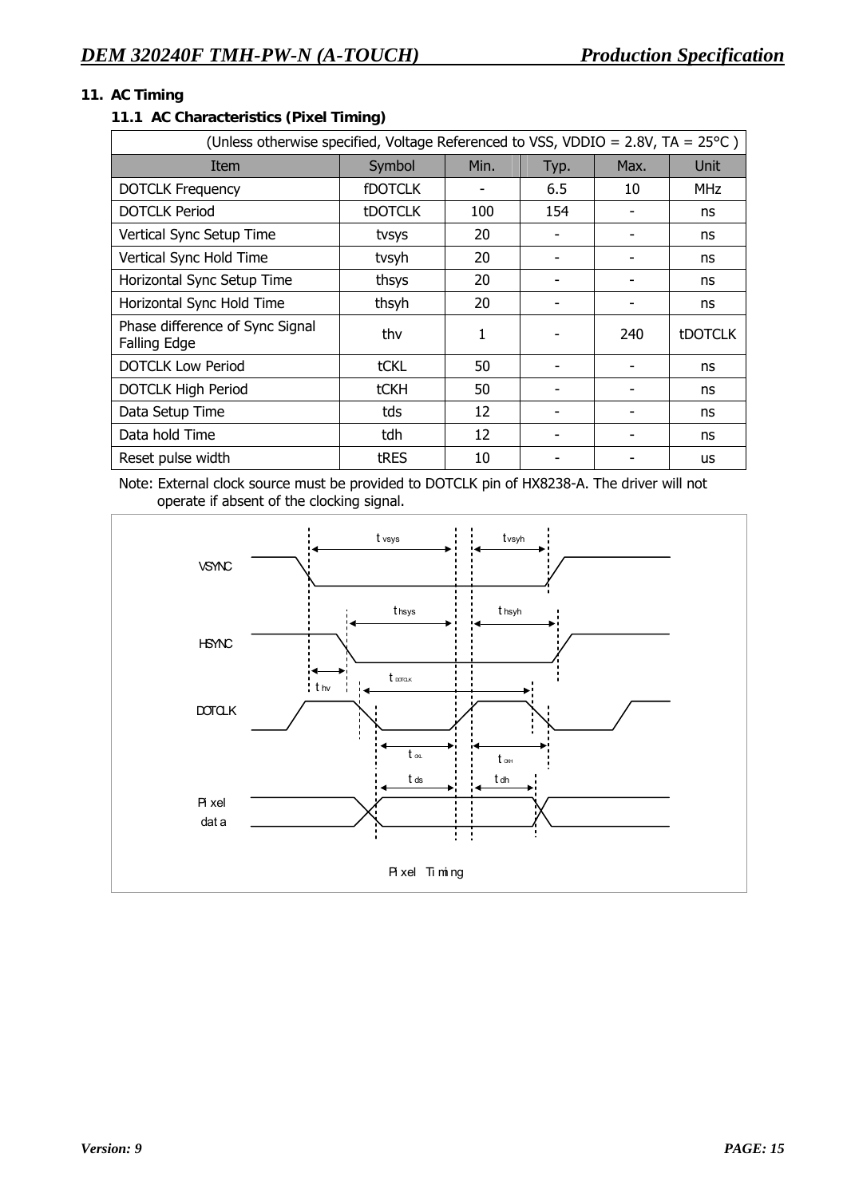## 11. AC Timing

### 11.1 AC Characteristics (Pixel Timing)

(Unless otherwise specified, Voltage Referenced to VSS, VDDIO = 2.8V, TA = 25°C )

| Item | Symbol | Min. | Typ. | Max. | Unit |
|---|---|---|---|---|---|
| DOTCLK Frequency | fDOTCLK | - | 6.5 | 10 | MHz |
| DOTCLK Period | tDOTCLK | 100 | 154 | - | ns |
| Vertical Sync Setup Time | tvsys | 20 | - | - | ns |
| Vertical Sync Hold Time | tvsyh | 20 | - | - | ns |
| Horizontal Sync Setup Time | thsys | 20 | - | - | ns |
| Horizontal Sync Hold Time | thsyh | 20 | - | - | ns |
| Phase difference of Sync Signal Falling Edge | thv | 1 | - | 240 | tDOTCLK |
| DOTCLK Low Period | tCKL | 50 | - | - | ns |
| DOTCLK High Period | tCKH | 50 | - | - | ns |
| Data Setup Time | tds | 12 | - | - | ns |
| Data hold Time | tdh | 12 | - | - | ns |
| Reset pulse width | tRES | 10 | - | - | us |

Note: External clock source must be provided to DOTCLK pin of HX8238-A. The driver will not operate if absent of the clocking signal.

VSYNC, HSYNC, DOTCLK, Pixel data — $t_{vsys}$, $t_{vsyh}$, $t_{hsys}$, $t_{hsyh}$, $t_{hv}$, $t_{DOTCLK}$, $t_{CKL}$, $t_{CKH}$, $t_{ds}$, $t_{dh}$

Pixel Timing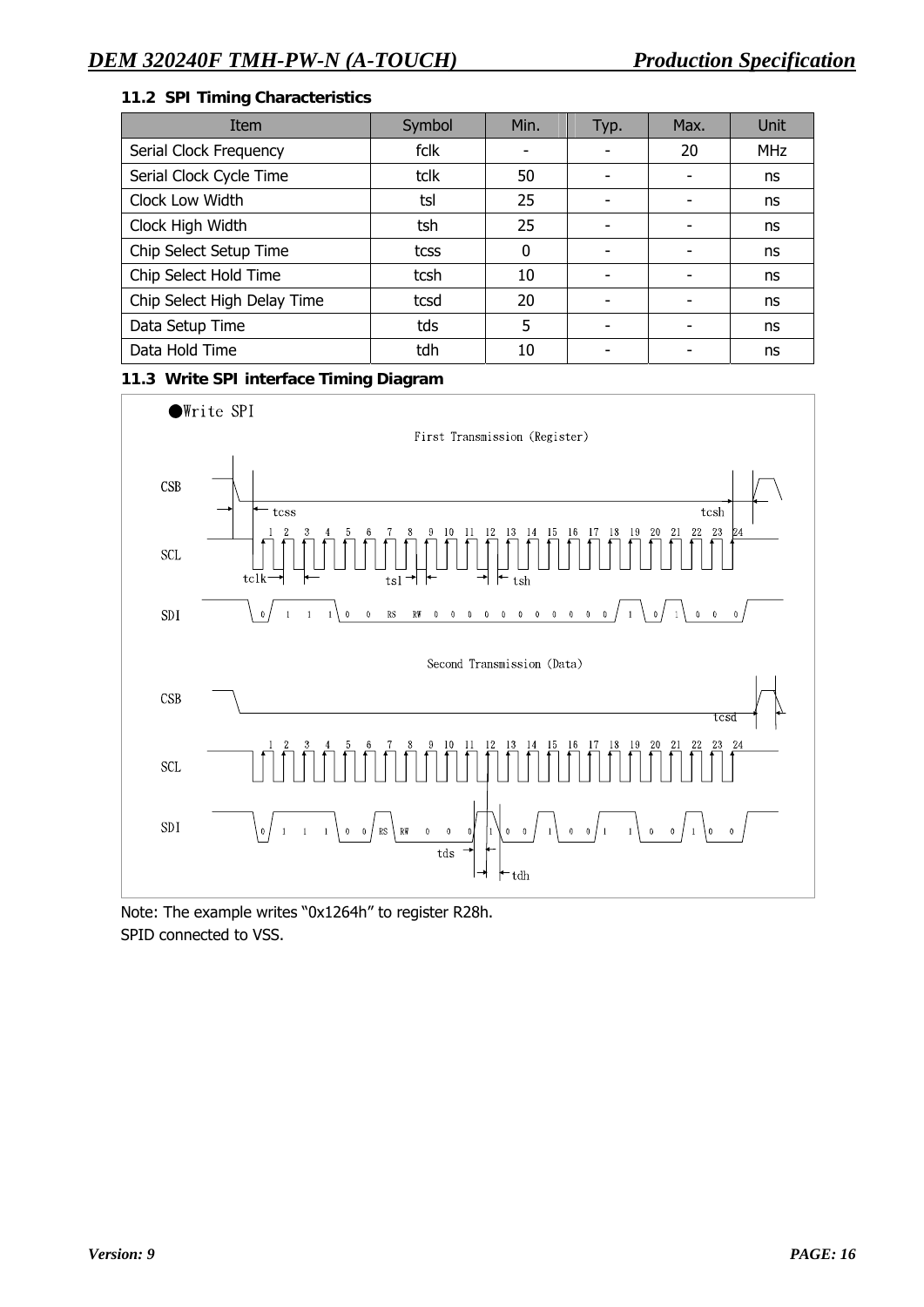### 11.2 SPI Timing Characteristics

| Item | Symbol | Min. | Typ. | Max. | Unit |
|---|---|---|---|---|---|
| Serial Clock Frequency | fclk | - | - | 20 | MHz |
| Serial Clock Cycle Time | tclk | 50 | - | - | ns |
| Clock Low Width | tsl | 25 | - | - | ns |
| Clock High Width | tsh | 25 | - | - | ns |
| Chip Select Setup Time | tcss | 0 | - | - | ns |
| Chip Select Hold Time | tcsh | 10 | - | - | ns |
| Chip Select High Delay Time | tcsd | 20 | - | - | ns |
| Data Setup Time | tds | 5 | - | - | ns |
| Data Hold Time | tdh | 10 | - | - | ns |

### 11.3 Write SPI interface Timing Diagram

●Write SPI

First Transmission (Register)

CSB, SCL, SDI — tcss, tcsh, tclk, tsl, tsh

SDI: 0 1 1 1 0 0 RS RW 0 0 0 0 0 0 0 0 0 0 1 0 1 0 0 0

Second Transmission (Data)

CSB, SCL, SDI — tcsd, tds, tdh

SDI: 0 1 1 1 0 0 RS RW 0 0 0 1 0 0 1 0 0 1 1 0 0 1 0 0

Note: The example writes "0x1264h" to register R28h.
SPID connected to VSS.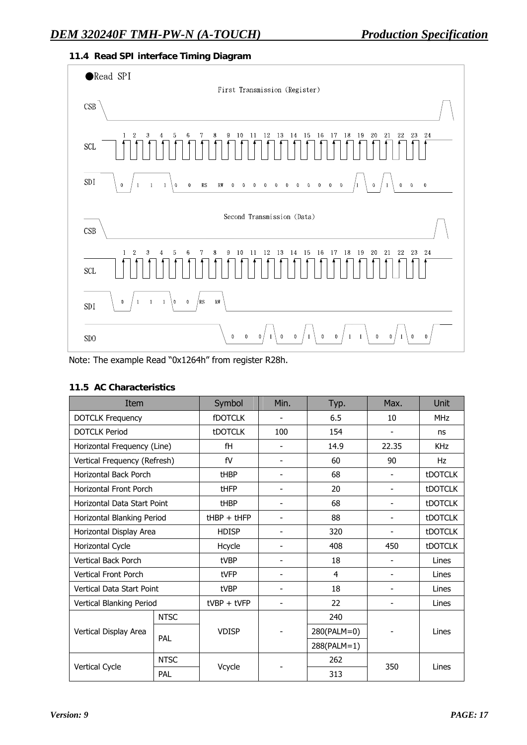### 11.4 Read SPI interface Timing Diagram

●Read SPI

First Transmission (Register)

CSB

SCL 1 2 3 4 5 6 7 8 9 10 11 12 13 14 15 16 17 18 19 20 21 22 23 24

SDI 0 1 1 1 0 0 RS RW 0 0 0 0 0 0 0 0 0 0 1 0 1 0 0 0

Second Transmission (Data)

CSB

SCL 1 2 3 4 5 6 7 8 9 10 11 12 13 14 15 16 17 18 19 20 21 22 23 24

SDI 0 1 1 1 0 0 RS RW

SDO 0 0 0 1 0 0 1 0 0 1 1 0 0 1 0 0

Note: The example Read "0x1264h" from register R28h.

### 11.5 AC Characteristics

| Item | | Symbol | Min. | Typ. | Max. | Unit |
|---|---|---|---|---|---|---|
| DOTCLK Frequency | | fDOTCLK | - | 6.5 | 10 | MHz |
| DOTCLK Period | | tDOTCLK | 100 | 154 | - | ns |
| Horizontal Frequency (Line) | | fH | - | 14.9 | 22.35 | KHz |
| Vertical Frequency (Refresh) | | fV | - | 60 | 90 | Hz |
| Horizontal Back Porch | | tHBP | - | 68 | - | tDOTCLK |
| Horizontal Front Porch | | tHFP | - | 20 | - | tDOTCLK |
| Horizontal Data Start Point | | tHBP | - | 68 | - | tDOTCLK |
| Horizontal Blanking Period | | tHBP + tHFP | - | 88 | - | tDOTCLK |
| Horizontal Display Area | | HDISP | - | 320 | - | tDOTCLK |
| Horizontal Cycle | | Hcycle | - | 408 | 450 | tDOTCLK |
| Vertical Back Porch | | tVBP | - | 18 | - | Lines |
| Vertical Front Porch | | tVFP | - | 4 | - | Lines |
| Vertical Data Start Point | | tVBP | - | 18 | - | Lines |
| Vertical Blanking Period | | tVBP + tVFP | - | 22 | - | Lines |
| Vertical Display Area | NTSC | VDISP | - | 240 | - | Lines |
| | PAL | | | 280(PALM=0) | | |
| | | | | 288(PALM=1) | | |
| Vertical Cycle | NTSC | Vcycle | - | 262 | 350 | Lines |
| | PAL | | | 313 | | |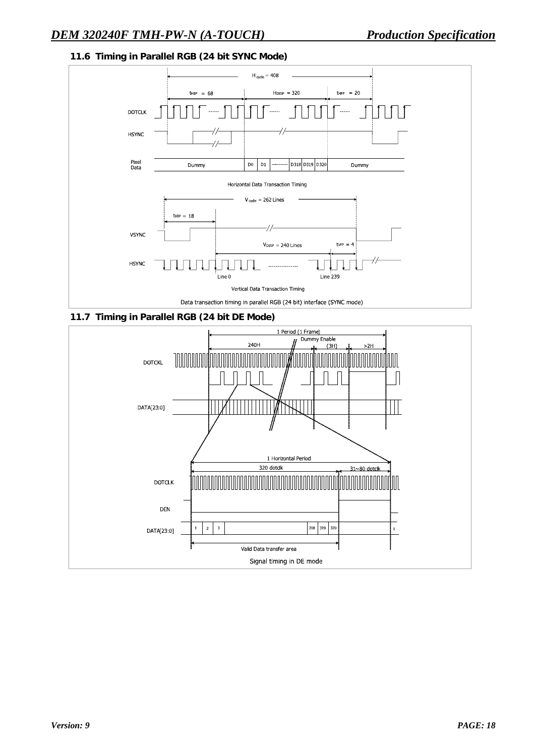### 11.6 Timing in Parallel RGB (24 bit SYNC Mode)

$H_{cycle}$ = 408

$t_{HBP}$ = 68 | $H_{DISP}$ = 320 | $t_{HFP}$ = 20

DOTCLK

HSYNC

Pixel Data: Dummy | D0 | D1 | --------- | D318 | D319 | D320 | Dummy

Horizontal Data Transaction Timing

$V_{cycle}$ = 262 Lines

$t_{VBP}$ = 18

VSYNC

$V_{DISP}$ = 240 Lines | $t_{VFP}$ = 4

HSYNC

Line 0 ... Line 239

Vertical Data Transaction Timing

Data transaction timing in parallel RGB (24 bit) interface (SYNC mode)

### 11.7 Timing in Parallel RGB (24 bit DE Mode)

1 Period (1 Frame)

240H | Dummy Enable (3H) | >2H

DOTCKL

DATA[23:0]

1 Horizontal Period

320 dotclk | 31~80 dotclk

DOTCLK

DEN

DATA[23:0]: 1 | 2 | 3 | ... | 318 | 319 | 320 | ... | 1

Valid Data transfer area

Signal timing in DE mode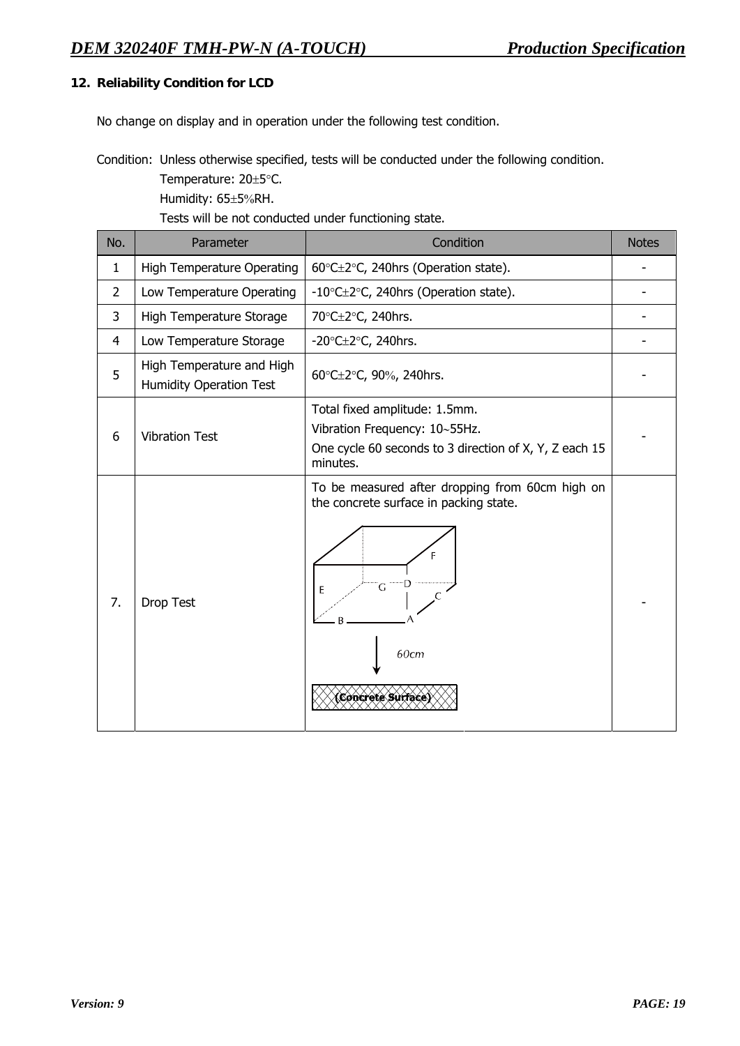## 12. Reliability Condition for LCD

No change on display and in operation under the following test condition.

Condition: Unless otherwise specified, tests will be conducted under the following condition.
Temperature: 20±5°C.
Humidity: 65±5%RH.
Tests will be not conducted under functioning state.

| No. | Parameter | Condition | Notes |
|---|---|---|---|
| 1 | High Temperature Operating | 60°C±2°C, 240hrs (Operation state). | - |
| 2 | Low Temperature Operating | -10°C±2°C, 240hrs (Operation state). | - |
| 3 | High Temperature Storage | 70°C±2°C, 240hrs. | - |
| 4 | Low Temperature Storage | -20°C±2°C, 240hrs. | - |
| 5 | High Temperature and High Humidity Operation Test | 60°C±2°C, 90%, 240hrs. | - |
| 6 | Vibration Test | Total fixed amplitude: 1.5mm.<br>Vibration Frequency: 10~55Hz.<br>One cycle 60 seconds to 3 direction of X, Y, Z each 15 minutes. | - |
| 7. | Drop Test | To be measured after dropping from 60cm high on the concrete surface in packing state.<br>(Diagram: box with corners/edges labeled A, B, C, D, E, F, G; 60cm; Concrete Surface) | - |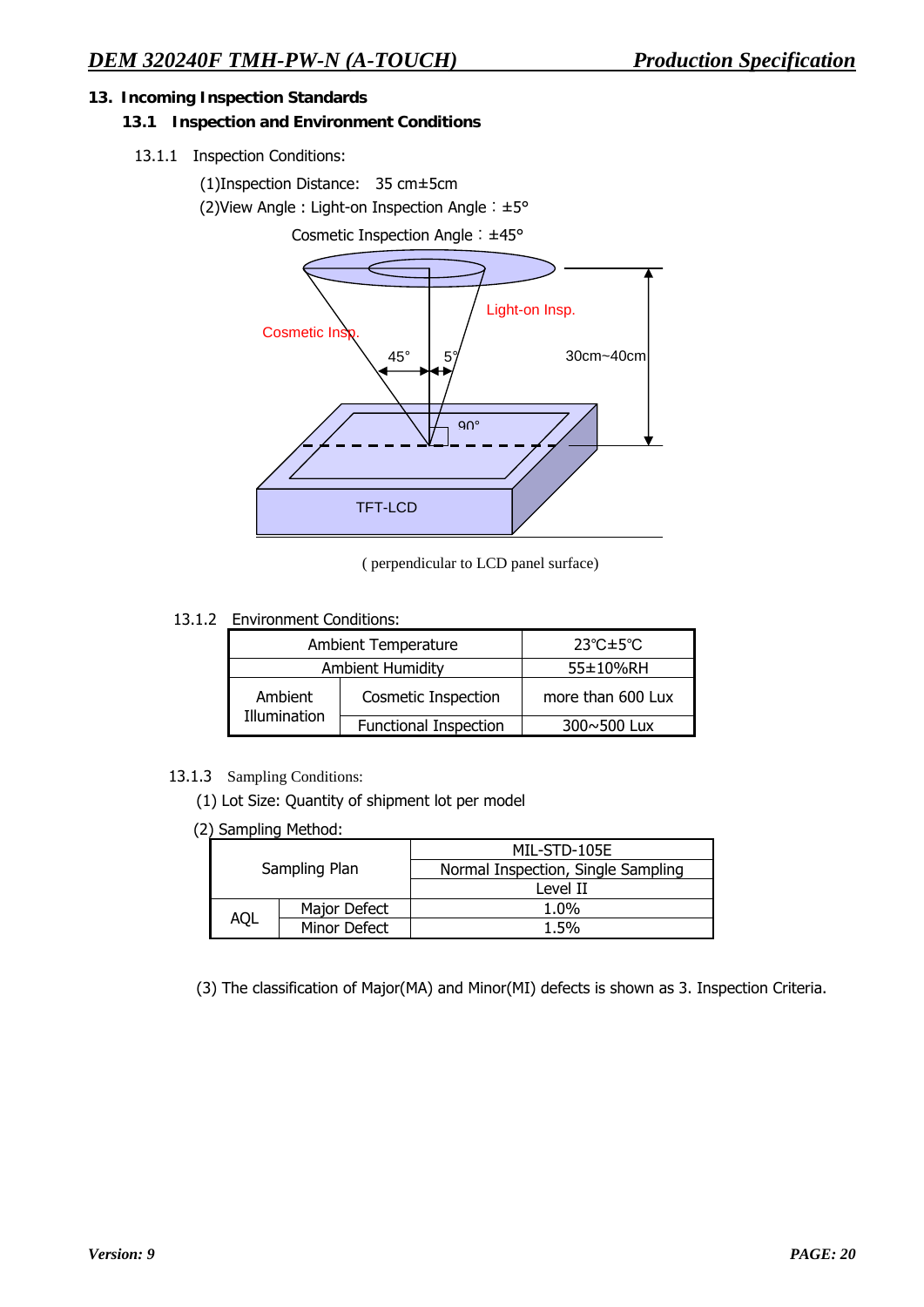## 13. Incoming Inspection Standards

### 13.1 Inspection and Environment Conditions

13.1.1 Inspection Conditions:

(1)Inspection Distance: 35 cm±5cm

(2)View Angle : Light-on Inspection Angle：±5°

Cosmetic Inspection Angle：±45°

( perpendicular to LCD panel surface)

13.1.2 Environment Conditions:

| Ambient Temperature | | 23℃±5℃ |
|---|---|---|
| Ambient Humidity | | 55±10%RH |
| Ambient Illumination | Cosmetic Inspection | more than 600 Lux |
| | Functional Inspection | 300~500 Lux |

13.1.3 Sampling Conditions:

(1) Lot Size: Quantity of shipment lot per model

(2) Sampling Method:

| Sampling Plan | | MIL-STD-105E<br>Normal Inspection, Single Sampling<br>Level II |
|---|---|---|
| AQL | Major Defect | 1.0% |
| | Minor Defect | 1.5% |

(3) The classification of Major(MA) and Minor(MI) defects is shown as 3. Inspection Criteria.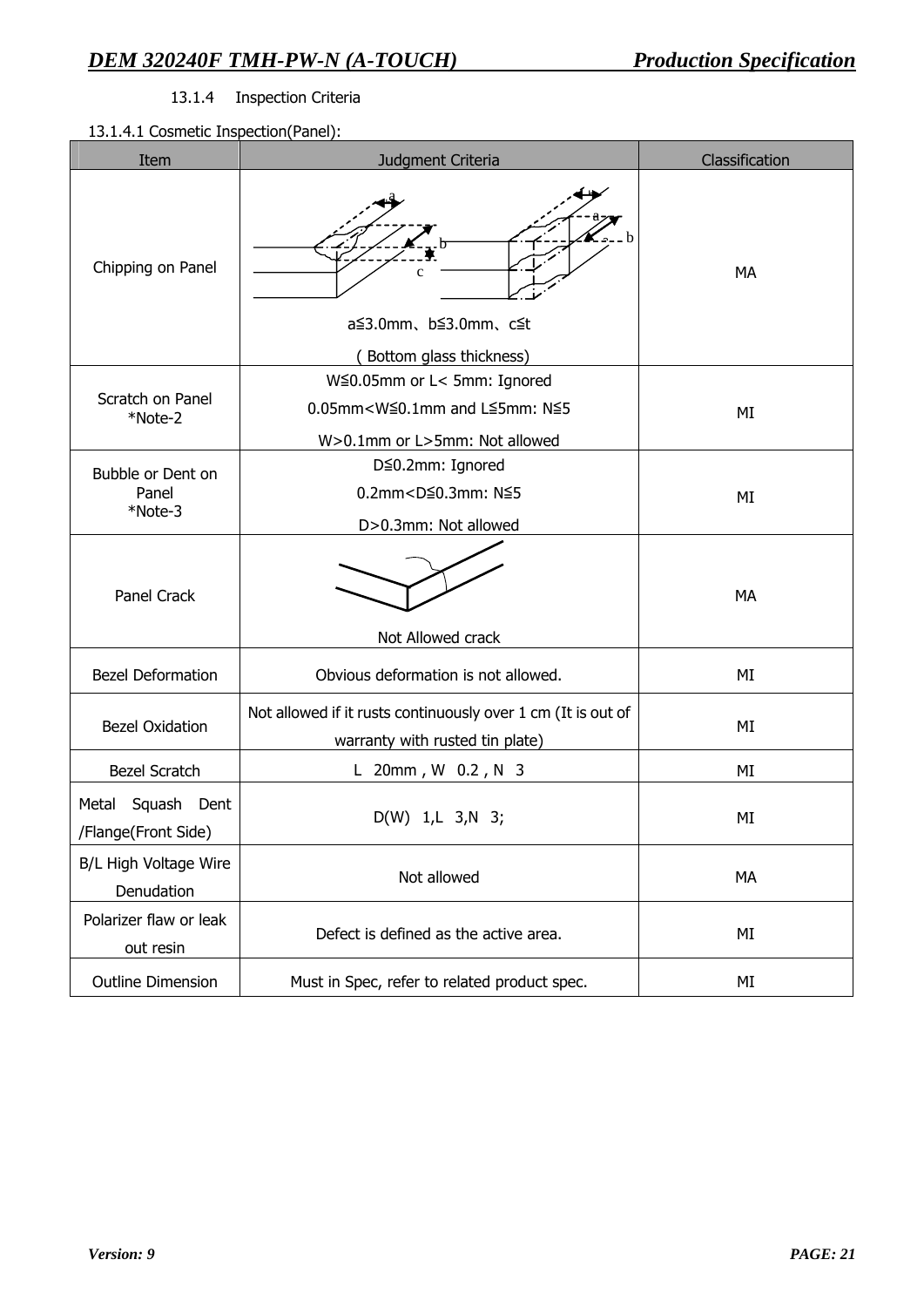13.1.4 Inspection Criteria

13.1.4.1 Cosmetic Inspection(Panel):

| Item | Judgment Criteria | Classification |
|---|---|---|
| Chipping on Panel | a≦3.0mm、b≦3.0mm、c≦t ( Bottom glass thickness) | MA |
| Scratch on Panel *Note-2 | W≦0.05mm or L< 5mm: Ignored<br>0.05mm<W≦0.1mm and L≦5mm: N≦5<br>W>0.1mm or L>5mm: Not allowed | MI |
| Bubble or Dent on Panel *Note-3 | D≦0.2mm: Ignored<br>0.2mm<D≦0.3mm: N≦5<br>D>0.3mm: Not allowed | MI |
| Panel Crack | Not Allowed crack | MA |
| Bezel Deformation | Obvious deformation is not allowed. | MI |
| Bezel Oxidation | Not allowed if it rusts continuously over 1 cm (It is out of warranty with rusted tin plate) | MI |
| Bezel Scratch | L 20mm , W 0.2 , N 3 | MI |
| Metal Squash Dent /Flange(Front Side) | D(W) 1,L 3,N 3; | MI |
| B/L High Voltage Wire Denudation | Not allowed | MA |
| Polarizer flaw or leak out resin | Defect is defined as the active area. | MI |
| Outline Dimension | Must in Spec, refer to related product spec. | MI |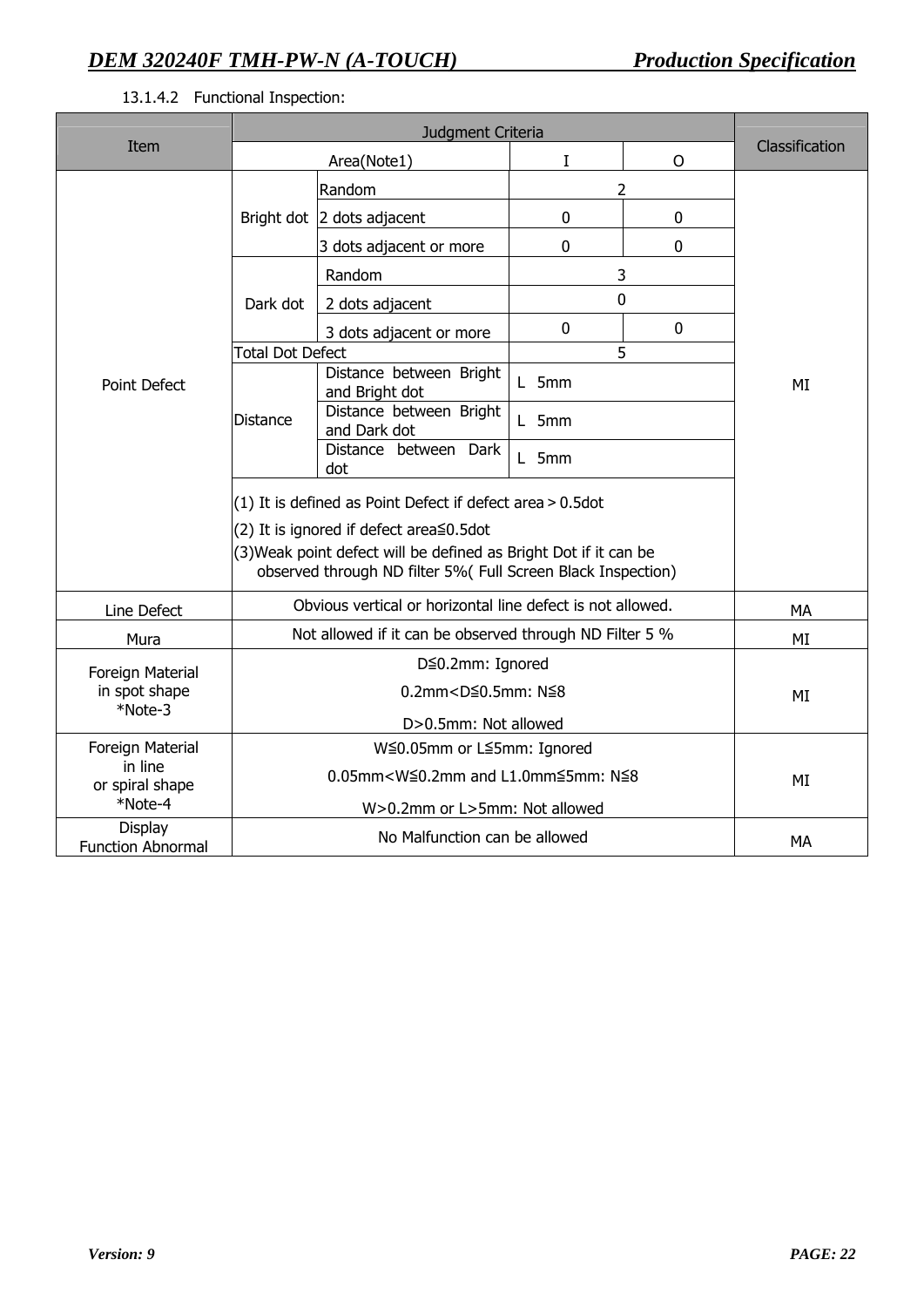13.1.4.2 Functional Inspection:

| Item | Judgment Criteria | | | | | Classification |
|---|---|---|---|---|---|---|
| | Area(Note1) | | | I | O | |
| Point Defect | Bright dot | Random | | 2 | | MI |
| | | 2 dots adjacent | | 0 | 0 | |
| | | 3 dots adjacent or more | | 0 | 0 | |
| | Dark dot | Random | | 3 | | |
| | | 2 dots adjacent | | 0 | | |
| | | 3 dots adjacent or more | | 0 | 0 | |
| | Total Dot Defect | | | 5 | | |
| | Distance | Distance between Bright and Bright dot | | L 5mm | | |
| | | Distance between Bright and Dark dot | | L 5mm | | |
| | | Distance between Dark dot | | L 5mm | | |
| | (1) It is defined as Point Defect if defect area > 0.5dot<br>(2) It is ignored if defect area≦0.5dot<br>(3)Weak point defect will be defined as Bright Dot if it can be observed through ND filter 5%( Full Screen Black Inspection) | | | | | |
| Line Defect | Obvious vertical or horizontal line defect is not allowed. | | | | | MA |
| Mura | Not allowed if it can be observed through ND Filter 5 % | | | | | MI |
| Foreign Material in spot shape *Note-3 | D≦0.2mm: Ignored<br>0.2mm<D≦0.5mm: N≦8<br>D>0.5mm: Not allowed | | | | | MI |
| Foreign Material in line or spiral shape *Note-4 | W≦0.05mm or L≦5mm: Ignored<br>0.05mm<W≦0.2mm and L1.0mm≦5mm: N≦8<br>W>0.2mm or L>5mm: Not allowed | | | | | MI |
| Display Function Abnormal | No Malfunction can be allowed | | | | | MA |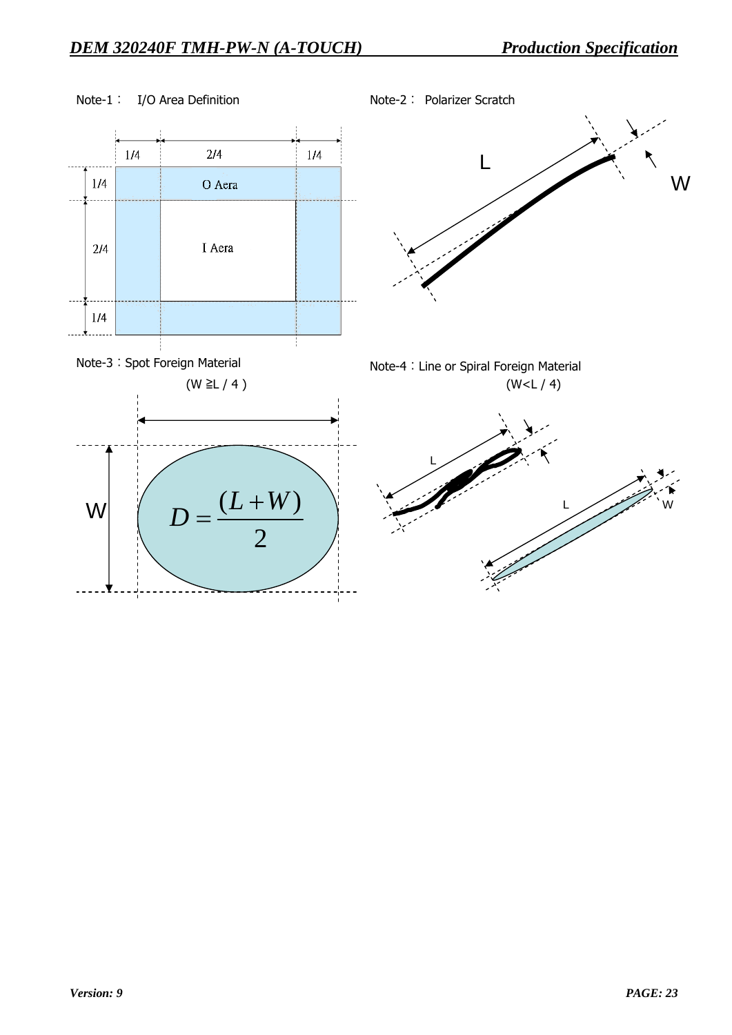Note-1： I/O Area Definition

1/4

2/4

1/4

1/4

O Aera

2/4

I Aera

1/4

Note-2： Polarizer Scratch

L

W

Note-3：Spot Foreign Material

(W ≧L / 4 )

W

$$D = \frac{(L+W)}{2}$$

Note-4：Line or Spiral Foreign Material

(W<L / 4)

L

L

W